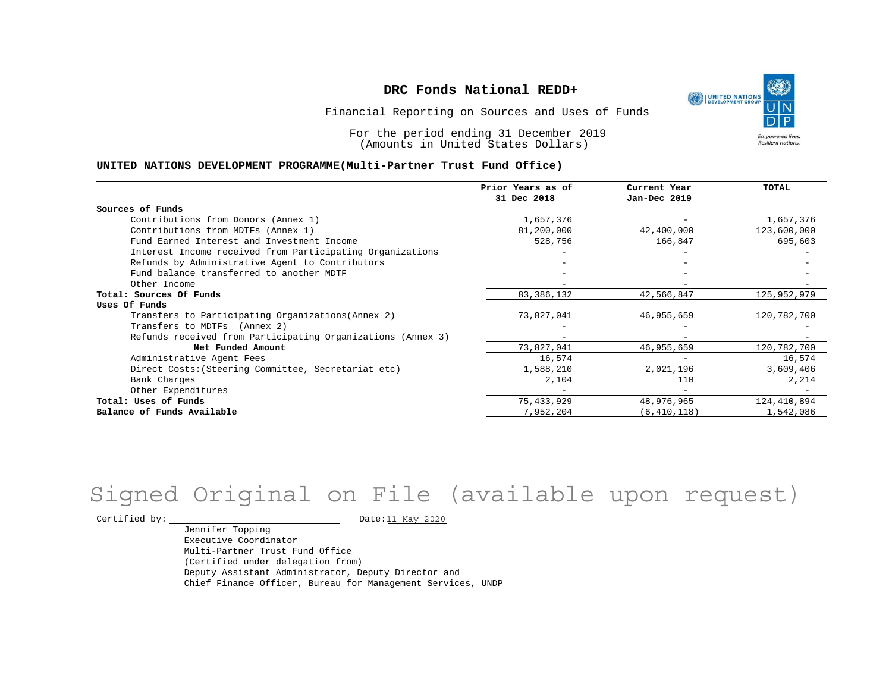# DRC Fonds National REDD+

Financial Reporting on Sources and Uses of Funds

For the period ending 31 December 2019
(Amounts in United States Dollars)

**UNITED NATIONS DEVELOPMENT PROGRAMME(Multi-Partner Trust Fund Office)**

| | Prior Years as of 31 Dec 2018 | Current Year Jan-Dec 2019 | TOTAL |
|---|---|---|---|
| **Sources of Funds** | | | |
| Contributions from Donors (Annex 1) | 1,657,376 | - | 1,657,376 |
| Contributions from MDTFs (Annex 1) | 81,200,000 | 42,400,000 | 123,600,000 |
| Fund Earned Interest and Investment Income | 528,756 | 166,847 | 695,603 |
| Interest Income received from Participating Organizations | - | - | - |
| Refunds by Administrative Agent to Contributors | - | - | - |
| Fund balance transferred to another MDTF | - | - | - |
| Other Income | - | - | - |
| **Total: Sources Of Funds** | 83,386,132 | 42,566,847 | 125,952,979 |
| **Uses Of Funds** | | | |
| Transfers to Participating Organizations(Annex 2) | 73,827,041 | 46,955,659 | 120,782,700 |
| Transfers to MDTFs (Annex 2) | - | - | - |
| Refunds received from Participating Organizations (Annex 3) | - | - | - |
| **Net Funded Amount** | 73,827,041 | 46,955,659 | 120,782,700 |
| Administrative Agent Fees | 16,574 | - | 16,574 |
| Direct Costs:(Steering Committee, Secretariat etc) | 1,588,210 | 2,021,196 | 3,609,406 |
| Bank Charges | 2,104 | 110 | 2,214 |
| Other Expenditures | - | - | - |
| **Total: Uses of Funds** | 75,433,929 | 48,976,965 | 124,410,894 |
| **Balance of Funds Available** | 7,952,204 | (6,410,118) | 1,542,086 |

Signed Original on File (available upon request)

Certified by: ______________________ Date: 11 May 2020

Jennifer Topping
Executive Coordinator
Multi-Partner Trust Fund Office
(Certified under delegation from)
Deputy Assistant Administrator, Deputy Director and
Chief Finance Officer, Bureau for Management Services, UNDP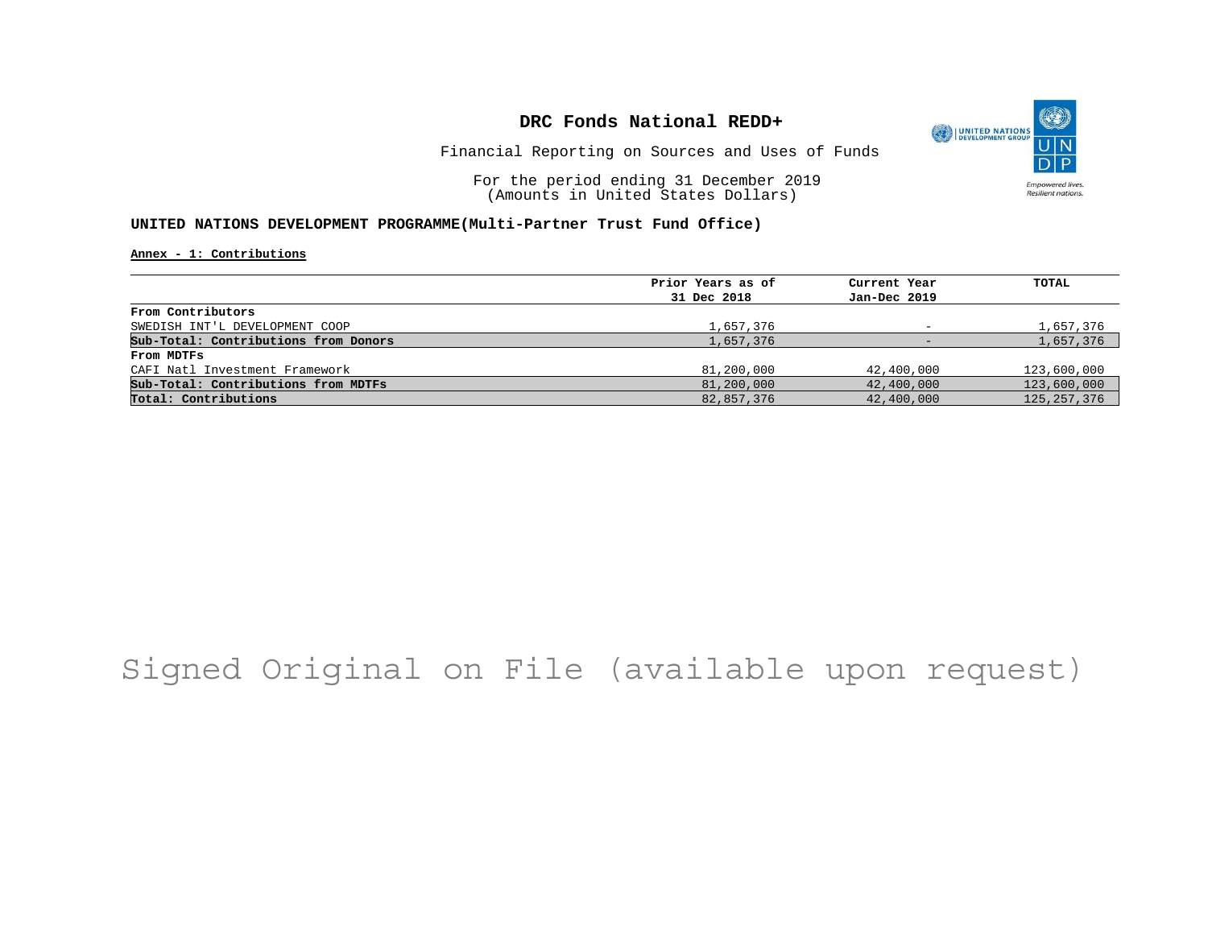# DRC Fonds National REDD+

Financial Reporting on Sources and Uses of Funds

For the period ending 31 December 2019
(Amounts in United States Dollars)

**UNITED NATIONS DEVELOPMENT PROGRAMME(Multi-Partner Trust Fund Office)**

**Annex - 1: Contributions**

| | Prior Years as of 31 Dec 2018 | Current Year Jan-Dec 2019 | TOTAL |
|---|---|---|---|
| **From Contributors** | | | |
| SWEDISH INT'L DEVELOPMENT COOP | 1,657,376 | - | 1,657,376 |
| **Sub-Total: Contributions from Donors** | 1,657,376 | - | 1,657,376 |
| **From MDTFs** | | | |
| CAFI Natl Investment Framework | 81,200,000 | 42,400,000 | 123,600,000 |
| **Sub-Total: Contributions from MDTFs** | 81,200,000 | 42,400,000 | 123,600,000 |
| **Total: Contributions** | 82,857,376 | 42,400,000 | 125,257,376 |

Signed Original on File (available upon request)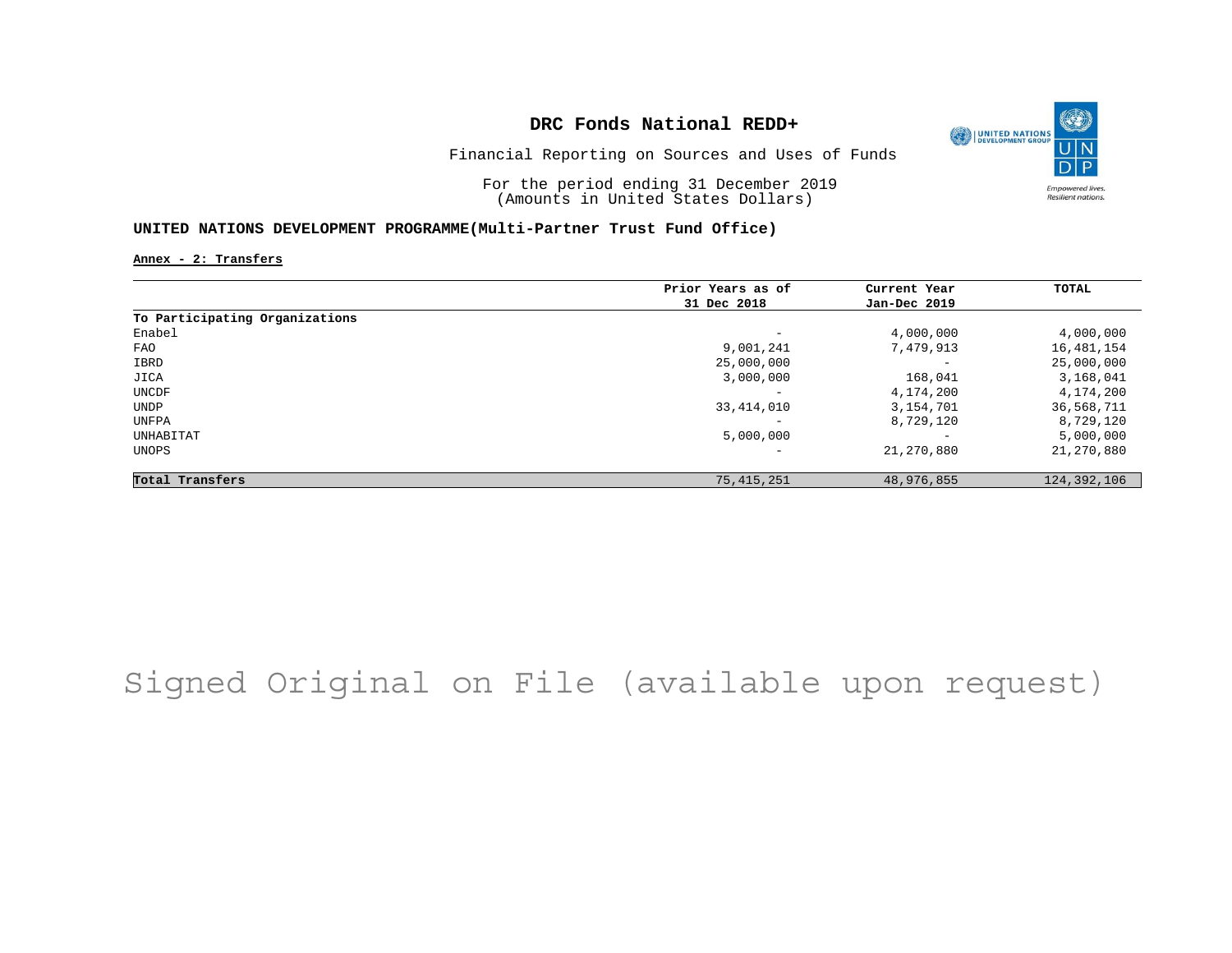# DRC Fonds National REDD+

Financial Reporting on Sources and Uses of Funds

For the period ending 31 December 2019
(Amounts in United States Dollars)

## UNITED NATIONS DEVELOPMENT PROGRAMME(Multi-Partner Trust Fund Office)

**Annex - 2: Transfers**

| | Prior Years as of 31 Dec 2018 | Current Year Jan-Dec 2019 | TOTAL |
|---|---|---|---|
| **To Participating Organizations** | | | |
| Enabel | - | 4,000,000 | 4,000,000 |
| FAO | 9,001,241 | 7,479,913 | 16,481,154 |
| IBRD | 25,000,000 | - | 25,000,000 |
| JICA | 3,000,000 | 168,041 | 3,168,041 |
| UNCDF | - | 4,174,200 | 4,174,200 |
| UNDP | 33,414,010 | 3,154,701 | 36,568,711 |
| UNFPA | - | 8,729,120 | 8,729,120 |
| UNHABITAT | 5,000,000 | - | 5,000,000 |
| UNOPS | - | 21,270,880 | 21,270,880 |
| **Total Transfers** | 75,415,251 | 48,976,855 | 124,392,106 |

Signed Original on File (available upon request)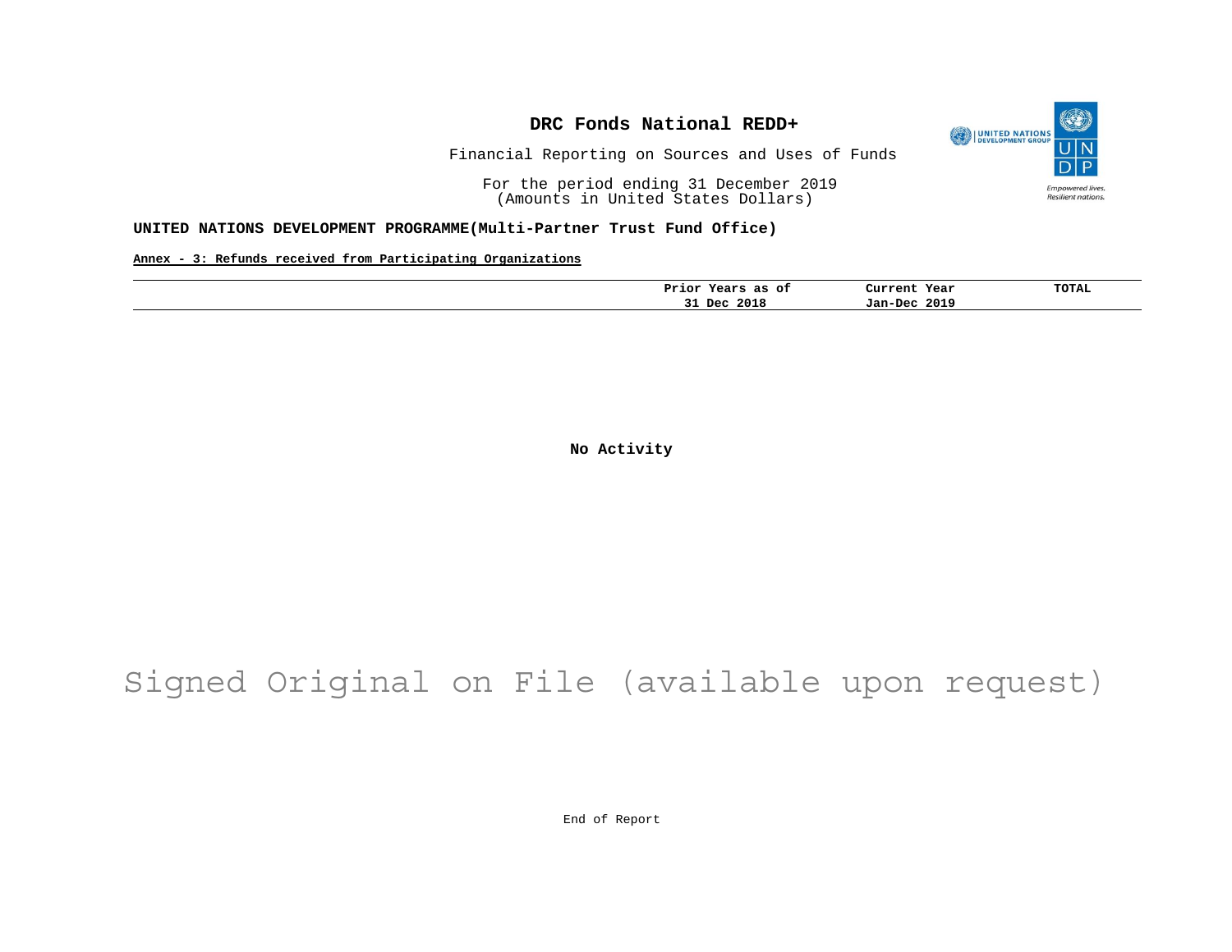# DRC Fonds National REDD+

Financial Reporting on Sources and Uses of Funds

For the period ending 31 December 2019
(Amounts in United States Dollars)

**UNITED NATIONS DEVELOPMENT PROGRAMME(Multi-Partner Trust Fund Office)**

**Annex - 3: Refunds received from Participating Organizations**

| | Prior Years as of 31 Dec 2018 | Current Year Jan-Dec 2019 | TOTAL |
|---|---|---|---|

**No Activity**

Signed Original on File (available upon request)

End of Report